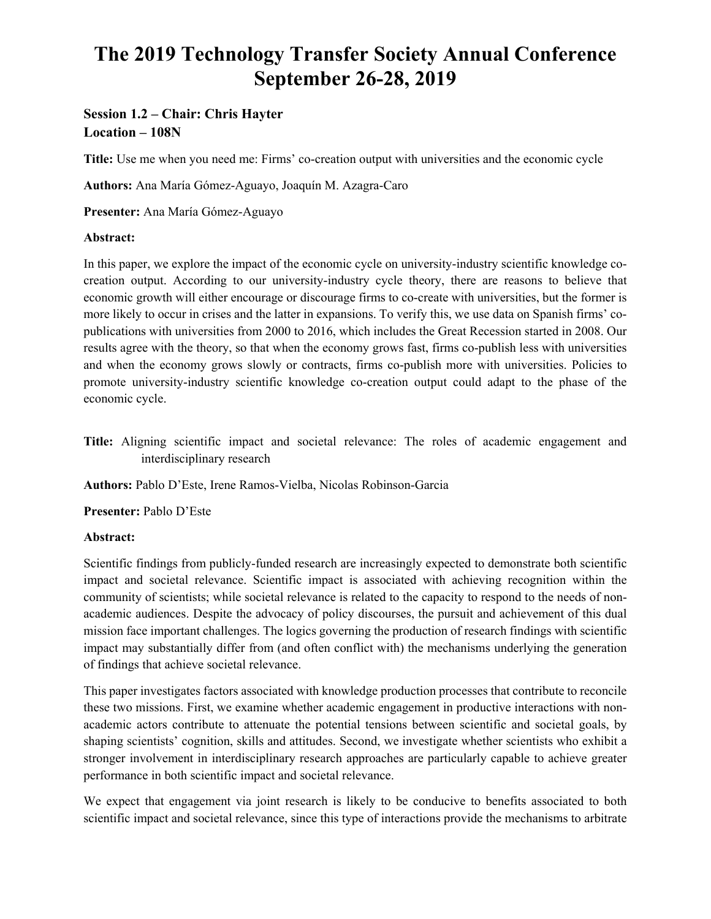# The 2019 Technology Transfer Society Annual Conference September 26-28, 2019

### Session 1.2 – Chair: Chris Hayter
### Location – 108N

**Title:** Use me when you need me: Firms' co-creation output with universities and the economic cycle

**Authors:** Ana María Gómez-Aguayo, Joaquín M. Azagra-Caro

**Presenter:** Ana María Gómez-Aguayo

**Abstract:**

In this paper, we explore the impact of the economic cycle on university-industry scientific knowledge co-creation output. According to our university-industry cycle theory, there are reasons to believe that economic growth will either encourage or discourage firms to co-create with universities, but the former is more likely to occur in crises and the latter in expansions. To verify this, we use data on Spanish firms' co-publications with universities from 2000 to 2016, which includes the Great Recession started in 2008. Our results agree with the theory, so that when the economy grows fast, firms co-publish less with universities and when the economy grows slowly or contracts, firms co-publish more with universities. Policies to promote university-industry scientific knowledge co-creation output could adapt to the phase of the economic cycle.

**Title:** Aligning scientific impact and societal relevance: The roles of academic engagement and interdisciplinary research

**Authors:** Pablo D'Este, Irene Ramos-Vielba, Nicolas Robinson-Garcia

**Presenter:** Pablo D'Este

**Abstract:**

Scientific findings from publicly-funded research are increasingly expected to demonstrate both scientific impact and societal relevance. Scientific impact is associated with achieving recognition within the community of scientists; while societal relevance is related to the capacity to respond to the needs of non-academic audiences. Despite the advocacy of policy discourses, the pursuit and achievement of this dual mission face important challenges. The logics governing the production of research findings with scientific impact may substantially differ from (and often conflict with) the mechanisms underlying the generation of findings that achieve societal relevance.

This paper investigates factors associated with knowledge production processes that contribute to reconcile these two missions. First, we examine whether academic engagement in productive interactions with non-academic actors contribute to attenuate the potential tensions between scientific and societal goals, by shaping scientists' cognition, skills and attitudes. Second, we investigate whether scientists who exhibit a stronger involvement in interdisciplinary research approaches are particularly capable to achieve greater performance in both scientific impact and societal relevance.

We expect that engagement via joint research is likely to be conducive to benefits associated to both scientific impact and societal relevance, since this type of interactions provide the mechanisms to arbitrate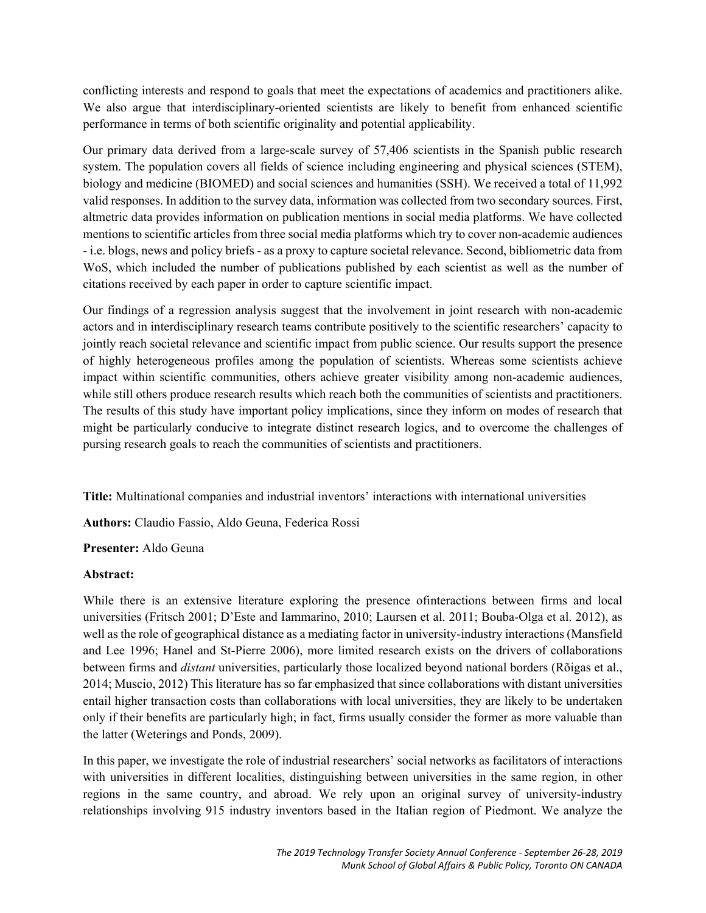conflicting interests and respond to goals that meet the expectations of academics and practitioners alike. We also argue that interdisciplinary-oriented scientists are likely to benefit from enhanced scientific performance in terms of both scientific originality and potential applicability.

Our primary data derived from a large-scale survey of 57,406 scientists in the Spanish public research system. The population covers all fields of science including engineering and physical sciences (STEM), biology and medicine (BIOMED) and social sciences and humanities (SSH). We received a total of 11,992 valid responses. In addition to the survey data, information was collected from two secondary sources. First, altmetric data provides information on publication mentions in social media platforms. We have collected mentions to scientific articles from three social media platforms which try to cover non-academic audiences - i.e. blogs, news and policy briefs - as a proxy to capture societal relevance. Second, bibliometric data from WoS, which included the number of publications published by each scientist as well as the number of citations received by each paper in order to capture scientific impact.

Our findings of a regression analysis suggest that the involvement in joint research with non-academic actors and in interdisciplinary research teams contribute positively to the scientific researchers' capacity to jointly reach societal relevance and scientific impact from public science. Our results support the presence of highly heterogeneous profiles among the population of scientists. Whereas some scientists achieve impact within scientific communities, others achieve greater visibility among non-academic audiences, while still others produce research results which reach both the communities of scientists and practitioners. The results of this study have important policy implications, since they inform on modes of research that might be particularly conducive to integrate distinct research logics, and to overcome the challenges of pursing research goals to reach the communities of scientists and practitioners.

**Title:** Multinational companies and industrial inventors' interactions with international universities

**Authors:** Claudio Fassio, Aldo Geuna, Federica Rossi

**Presenter:** Aldo Geuna

**Abstract:**

While there is an extensive literature exploring the presence ofinteractions between firms and local universities (Fritsch 2001; D'Este and Iammarino, 2010; Laursen et al. 2011; Bouba-Olga et al. 2012), as well as the role of geographical distance as a mediating factor in university-industry interactions (Mansfield and Lee 1996; Hanel and St-Pierre 2006), more limited research exists on the drivers of collaborations between firms and *distant* universities, particularly those localized beyond national borders (Rõigas et al., 2014; Muscio, 2012) This literature has so far emphasized that since collaborations with distant universities entail higher transaction costs than collaborations with local universities, they are likely to be undertaken only if their benefits are particularly high; in fact, firms usually consider the former as more valuable than the latter (Weterings and Ponds, 2009).

In this paper, we investigate the role of industrial researchers' social networks as facilitators of interactions with universities in different localities, distinguishing between universities in the same region, in other regions in the same country, and abroad. We rely upon an original survey of university-industry relationships involving 915 industry inventors based in the Italian region of Piedmont. We analyze the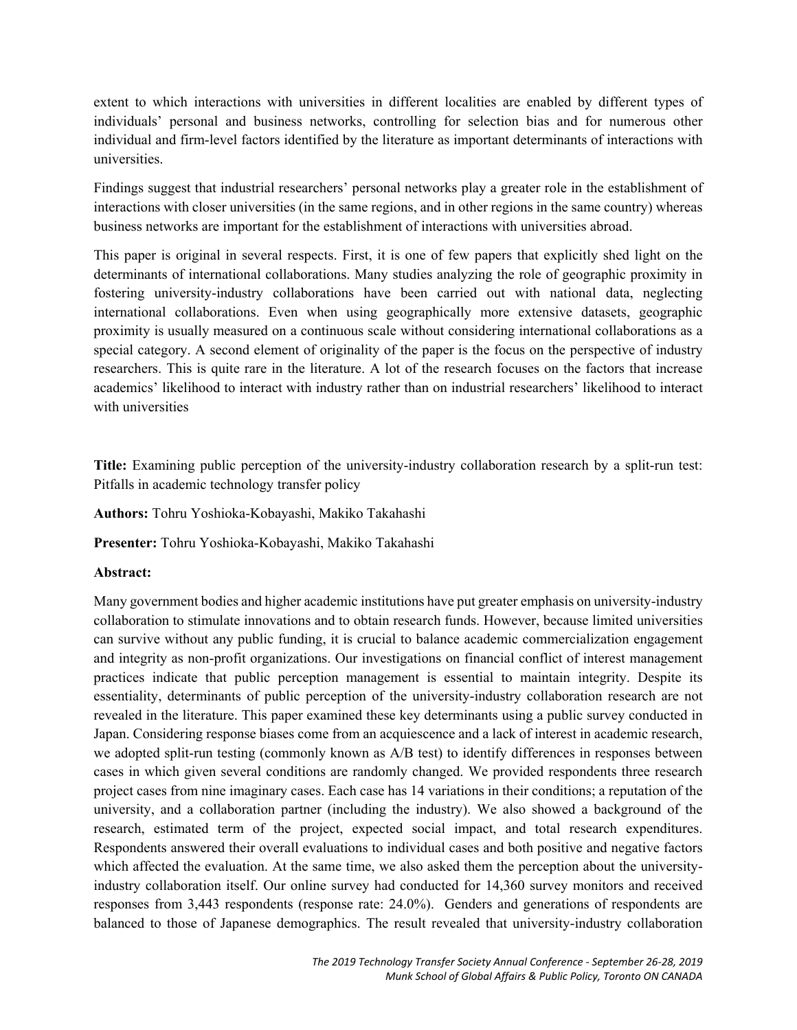extent to which interactions with universities in different localities are enabled by different types of individuals' personal and business networks, controlling for selection bias and for numerous other individual and firm-level factors identified by the literature as important determinants of interactions with universities.

Findings suggest that industrial researchers' personal networks play a greater role in the establishment of interactions with closer universities (in the same regions, and in other regions in the same country) whereas business networks are important for the establishment of interactions with universities abroad.

This paper is original in several respects. First, it is one of few papers that explicitly shed light on the determinants of international collaborations. Many studies analyzing the role of geographic proximity in fostering university-industry collaborations have been carried out with national data, neglecting international collaborations. Even when using geographically more extensive datasets, geographic proximity is usually measured on a continuous scale without considering international collaborations as a special category. A second element of originality of the paper is the focus on the perspective of industry researchers. This is quite rare in the literature. A lot of the research focuses on the factors that increase academics' likelihood to interact with industry rather than on industrial researchers' likelihood to interact with universities

**Title:** Examining public perception of the university-industry collaboration research by a split-run test: Pitfalls in academic technology transfer policy

**Authors:** Tohru Yoshioka-Kobayashi, Makiko Takahashi

**Presenter:** Tohru Yoshioka-Kobayashi, Makiko Takahashi

**Abstract:**

Many government bodies and higher academic institutions have put greater emphasis on university-industry collaboration to stimulate innovations and to obtain research funds. However, because limited universities can survive without any public funding, it is crucial to balance academic commercialization engagement and integrity as non-profit organizations. Our investigations on financial conflict of interest management practices indicate that public perception management is essential to maintain integrity. Despite its essentiality, determinants of public perception of the university-industry collaboration research are not revealed in the literature. This paper examined these key determinants using a public survey conducted in Japan. Considering response biases come from an acquiescence and a lack of interest in academic research, we adopted split-run testing (commonly known as A/B test) to identify differences in responses between cases in which given several conditions are randomly changed. We provided respondents three research project cases from nine imaginary cases. Each case has 14 variations in their conditions; a reputation of the university, and a collaboration partner (including the industry). We also showed a background of the research, estimated term of the project, expected social impact, and total research expenditures. Respondents answered their overall evaluations to individual cases and both positive and negative factors which affected the evaluation. At the same time, we also asked them the perception about the university-industry collaboration itself. Our online survey had conducted for 14,360 survey monitors and received responses from 3,443 respondents (response rate: 24.0%). Genders and generations of respondents are balanced to those of Japanese demographics. The result revealed that university-industry collaboration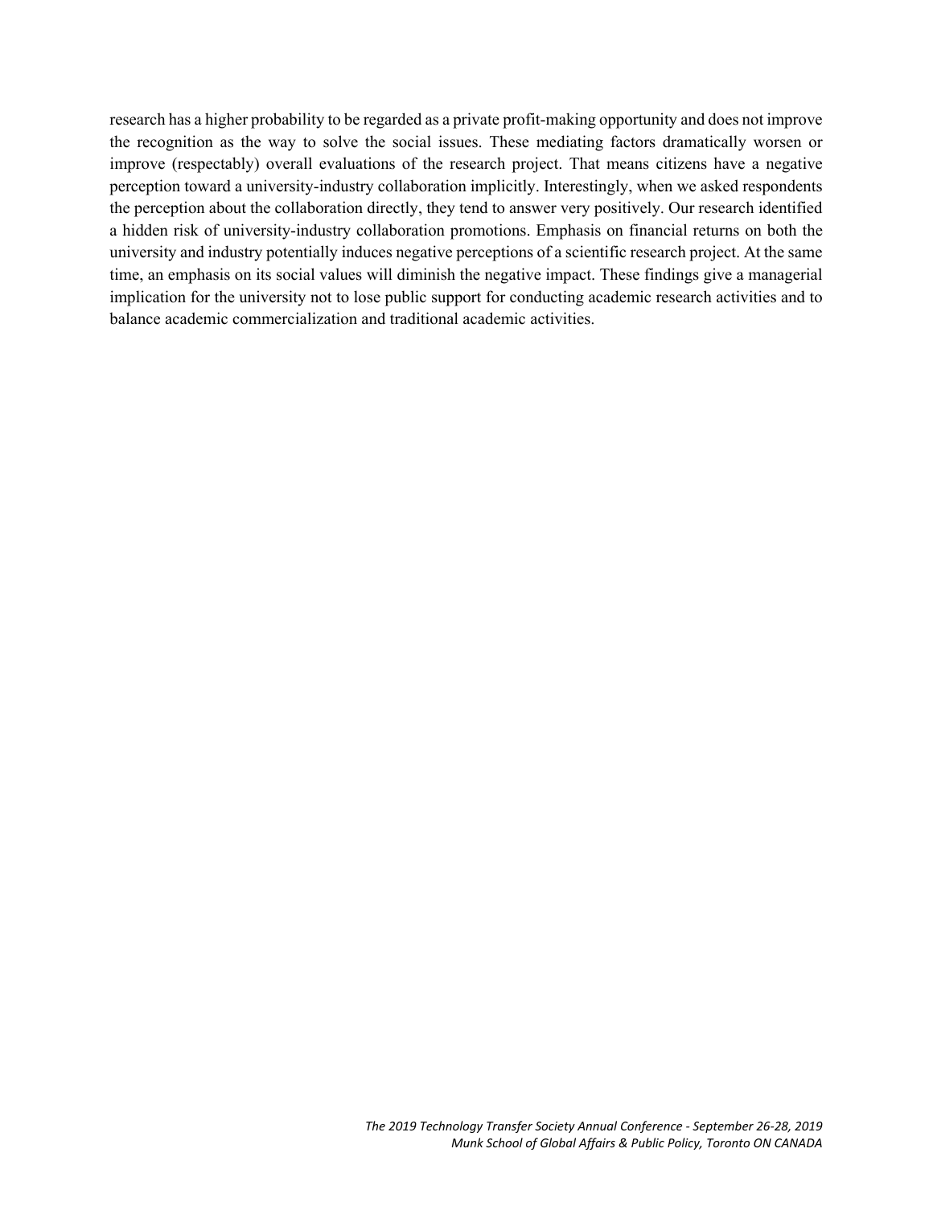research has a higher probability to be regarded as a private profit-making opportunity and does not improve the recognition as the way to solve the social issues. These mediating factors dramatically worsen or improve (respectably) overall evaluations of the research project. That means citizens have a negative perception toward a university-industry collaboration implicitly. Interestingly, when we asked respondents the perception about the collaboration directly, they tend to answer very positively. Our research identified a hidden risk of university-industry collaboration promotions. Emphasis on financial returns on both the university and industry potentially induces negative perceptions of a scientific research project. At the same time, an emphasis on its social values will diminish the negative impact. These findings give a managerial implication for the university not to lose public support for conducting academic research activities and to balance academic commercialization and traditional academic activities.